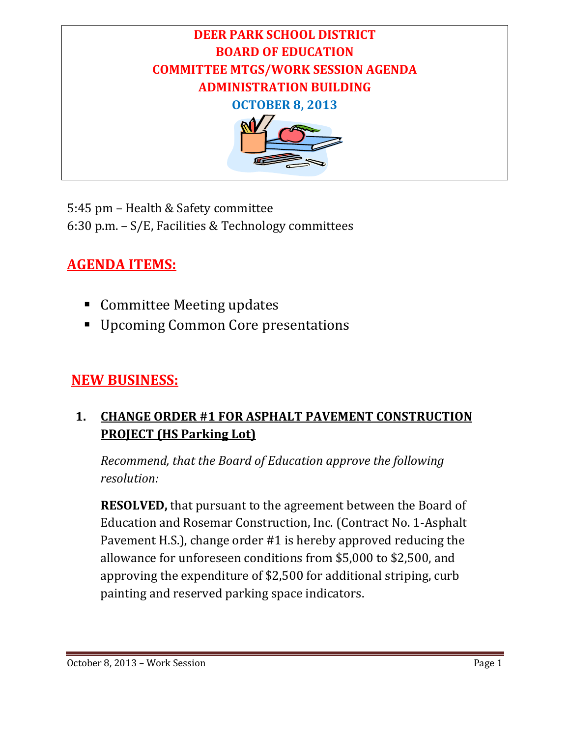# DEER PARK SCHOOL DISTRICT
# BOARD OF EDUCATION
# COMMITTEE MTGS/WORK SESSION AGENDA
# ADMINISTRATION BUILDING
## OCTOBER 8, 2013

5:45 pm – Health & Safety committee
6:30 p.m. – S/E, Facilities & Technology committees

## AGENDA ITEMS:

- Committee Meeting updates
- Upcoming Common Core presentations

## NEW BUSINESS:

### 1. CHANGE ORDER #1 FOR ASPHALT PAVEMENT CONSTRUCTION PROJECT (HS Parking Lot)

*Recommend, that the Board of Education approve the following resolution:*

**RESOLVED,** that pursuant to the agreement between the Board of Education and Rosemar Construction, Inc. (Contract No. 1-Asphalt Pavement H.S.), change order #1 is hereby approved reducing the allowance for unforeseen conditions from $5,000 to $2,500, and approving the expenditure of $2,500 for additional striping, curb painting and reserved parking space indicators.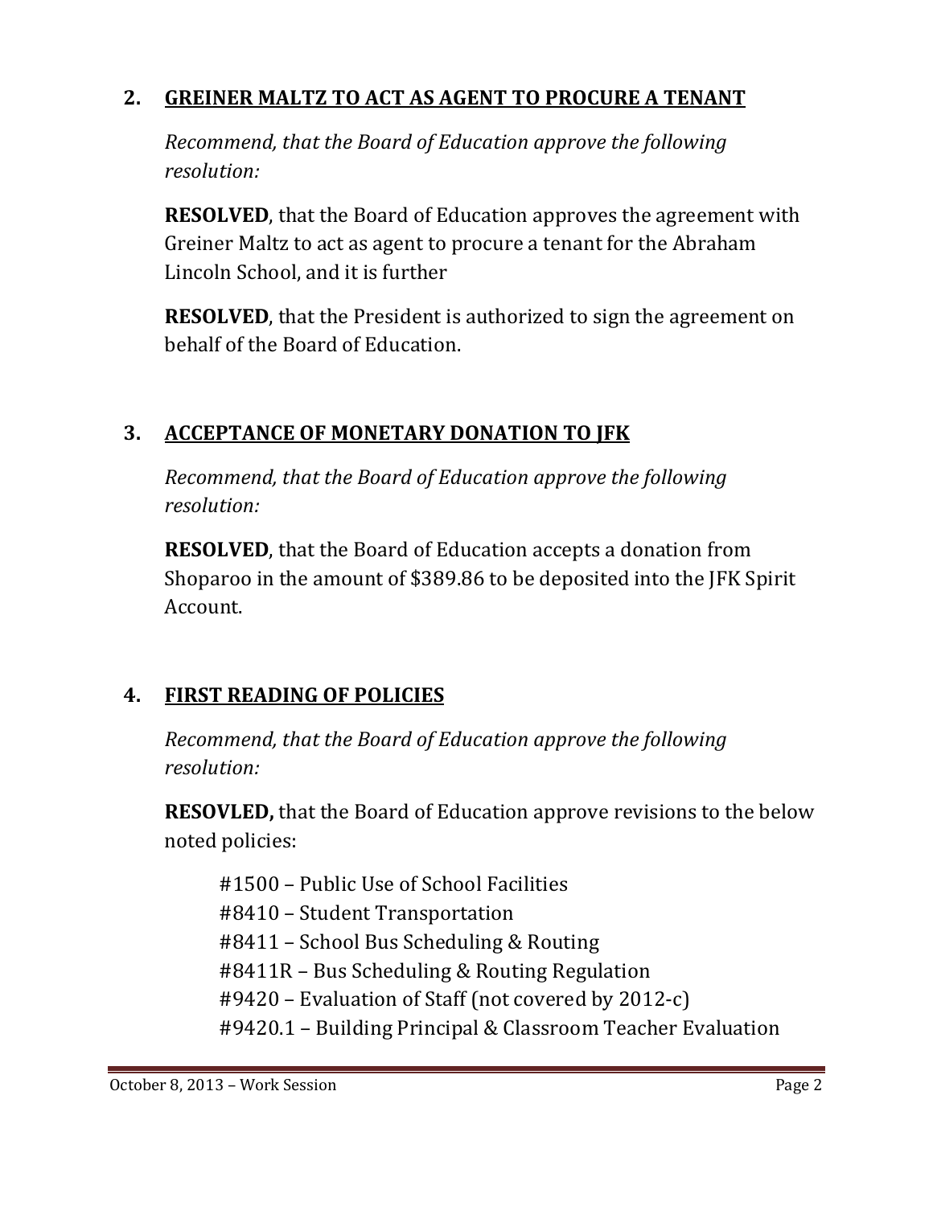## 2. GREINER MALTZ TO ACT AS AGENT TO PROCURE A TENANT

*Recommend, that the Board of Education approve the following resolution:*

**RESOLVED**, that the Board of Education approves the agreement with Greiner Maltz to act as agent to procure a tenant for the Abraham Lincoln School, and it is further

**RESOLVED**, that the President is authorized to sign the agreement on behalf of the Board of Education.

## 3. ACCEPTANCE OF MONETARY DONATION TO JFK

*Recommend, that the Board of Education approve the following resolution:*

**RESOLVED**, that the Board of Education accepts a donation from Shoparoo in the amount of $389.86 to be deposited into the JFK Spirit Account.

## 4. FIRST READING OF POLICIES

*Recommend, that the Board of Education approve the following resolution:*

**RESOVLED,** that the Board of Education approve revisions to the below noted policies:

#1500 – Public Use of School Facilities
#8410 – Student Transportation
#8411 – School Bus Scheduling & Routing
#8411R – Bus Scheduling & Routing Regulation
#9420 – Evaluation of Staff (not covered by 2012-c)
#9420.1 – Building Principal & Classroom Teacher Evaluation